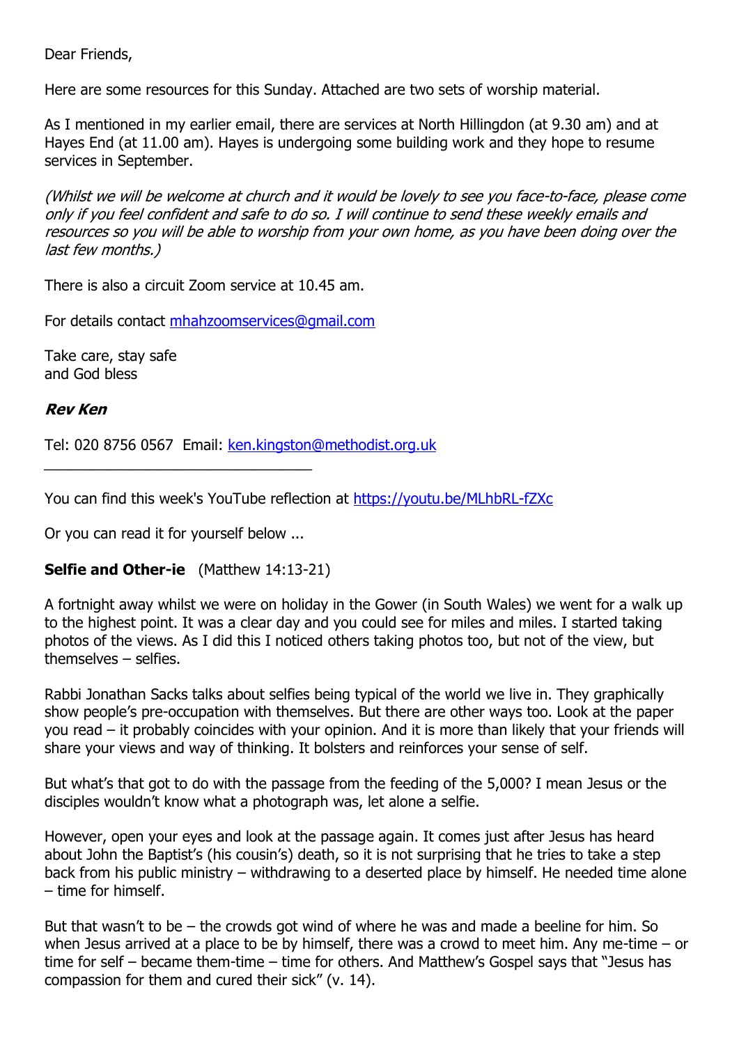Dear Friends,

Here are some resources for this Sunday. Attached are two sets of worship material.

As I mentioned in my earlier email, there are services at North Hillingdon (at 9.30 am) and at Hayes End (at 11.00 am). Hayes is undergoing some building work and they hope to resume services in September.

*(Whilst we will be welcome at church and it would be lovely to see you face-to-face, please come only if you feel confident and safe to do so. I will continue to send these weekly emails and resources so you will be able to worship from your own home, as you have been doing over the last few months.)*

There is also a circuit Zoom service at 10.45 am.

For details contact mhahzoomservices@gmail.com

Take care, stay safe
and God bless

***Rev Ken***

Tel: 020 8756 0567  Email: ken.kingston@methodist.org.uk

---

You can find this week's YouTube reflection at https://youtu.be/MLhbRL-fZXc

Or you can read it for yourself below ...

**Selfie and Other-ie** (Matthew 14:13-21)

A fortnight away whilst we were on holiday in the Gower (in South Wales) we went for a walk up to the highest point. It was a clear day and you could see for miles and miles. I started taking photos of the views. As I did this I noticed others taking photos too, but not of the view, but themselves – selfies.

Rabbi Jonathan Sacks talks about selfies being typical of the world we live in. They graphically show people's pre-occupation with themselves. But there are other ways too. Look at the paper you read – it probably coincides with your opinion. And it is more than likely that your friends will share your views and way of thinking. It bolsters and reinforces your sense of self.

But what's that got to do with the passage from the feeding of the 5,000? I mean Jesus or the disciples wouldn't know what a photograph was, let alone a selfie.

However, open your eyes and look at the passage again. It comes just after Jesus has heard about John the Baptist's (his cousin's) death, so it is not surprising that he tries to take a step back from his public ministry – withdrawing to a deserted place by himself. He needed time alone – time for himself.

But that wasn't to be – the crowds got wind of where he was and made a beeline for him. So when Jesus arrived at a place to be by himself, there was a crowd to meet him. Any me-time – or time for self – became them-time – time for others. And Matthew's Gospel says that "Jesus has compassion for them and cured their sick" (v. 14).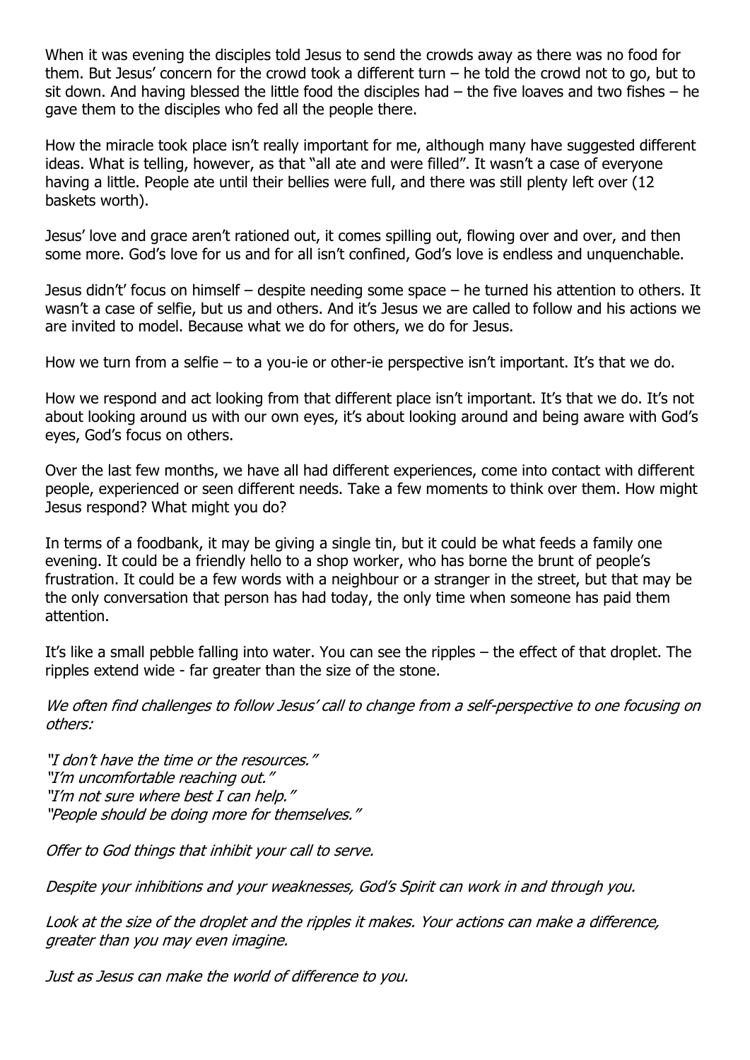When it was evening the disciples told Jesus to send the crowds away as there was no food for them. But Jesus' concern for the crowd took a different turn – he told the crowd not to go, but to sit down. And having blessed the little food the disciples had – the five loaves and two fishes – he gave them to the disciples who fed all the people there.

How the miracle took place isn't really important for me, although many have suggested different ideas. What is telling, however, as that "all ate and were filled". It wasn't a case of everyone having a little. People ate until their bellies were full, and there was still plenty left over (12 baskets worth).

Jesus' love and grace aren't rationed out, it comes spilling out, flowing over and over, and then some more. God's love for us and for all isn't confined, God's love is endless and unquenchable.

Jesus didn't' focus on himself – despite needing some space – he turned his attention to others. It wasn't a case of selfie, but us and others. And it's Jesus we are called to follow and his actions we are invited to model. Because what we do for others, we do for Jesus.

How we turn from a selfie – to a you-ie or other-ie perspective isn't important. It's that we do.

How we respond and act looking from that different place isn't important. It's that we do. It's not about looking around us with our own eyes, it's about looking around and being aware with God's eyes, God's focus on others.

Over the last few months, we have all had different experiences, come into contact with different people, experienced or seen different needs. Take a few moments to think over them. How might Jesus respond? What might you do?

In terms of a foodbank, it may be giving a single tin, but it could be what feeds a family one evening. It could be a friendly hello to a shop worker, who has borne the brunt of people's frustration. It could be a few words with a neighbour or a stranger in the street, but that may be the only conversation that person has had today, the only time when someone has paid them attention.

It's like a small pebble falling into water. You can see the ripples – the effect of that droplet. The ripples extend wide - far greater than the size of the stone.

*We often find challenges to follow Jesus' call to change from a self-perspective to one focusing on others:*

*"I don't have the time or the resources."*
*"I'm uncomfortable reaching out."*
*"I'm not sure where best I can help."*
*"People should be doing more for themselves."*

*Offer to God things that inhibit your call to serve.*

*Despite your inhibitions and your weaknesses, God's Spirit can work in and through you.*

*Look at the size of the droplet and the ripples it makes. Your actions can make a difference, greater than you may even imagine.*

*Just as Jesus can make the world of difference to you.*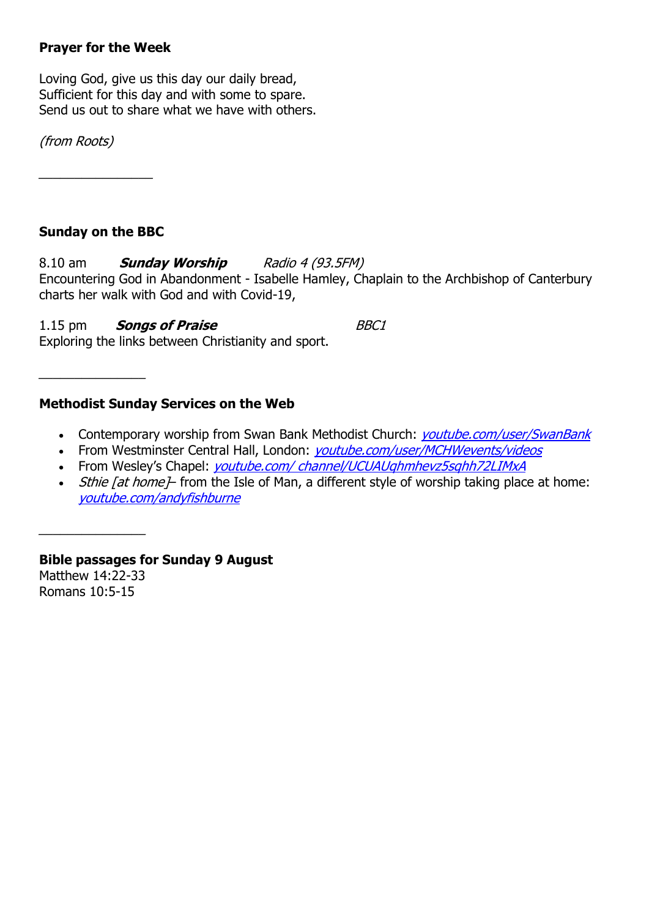**Prayer for the Week**

Loving God, give us this day our daily bread,
Sufficient for this day and with some to spare.
Send us out to share what we have with others.

*(from Roots)*

---

**Sunday on the BBC**

8.10 am ***Sunday Worship*** *Radio 4 (93.5FM)*
Encountering God in Abandonment - Isabelle Hamley, Chaplain to the Archbishop of Canterbury charts her walk with God and with Covid-19,

1.15 pm ***Songs of Praise*** *BBC1*
Exploring the links between Christianity and sport.

---

**Methodist Sunday Services on the Web**

- Contemporary worship from Swan Bank Methodist Church: *youtube.com/user/SwanBank*
- From Westminster Central Hall, London: *youtube.com/user/MCHWevents/videos*
- From Wesley's Chapel: *youtube.com/ channel/UCUAUqhmhevz5sqhh72LIMxA*
- *Sthie [at home]*– from the Isle of Man, a different style of worship taking place at home: *youtube.com/andyfishburne*

---

**Bible passages for Sunday 9 August**
Matthew 14:22-33
Romans 10:5-15